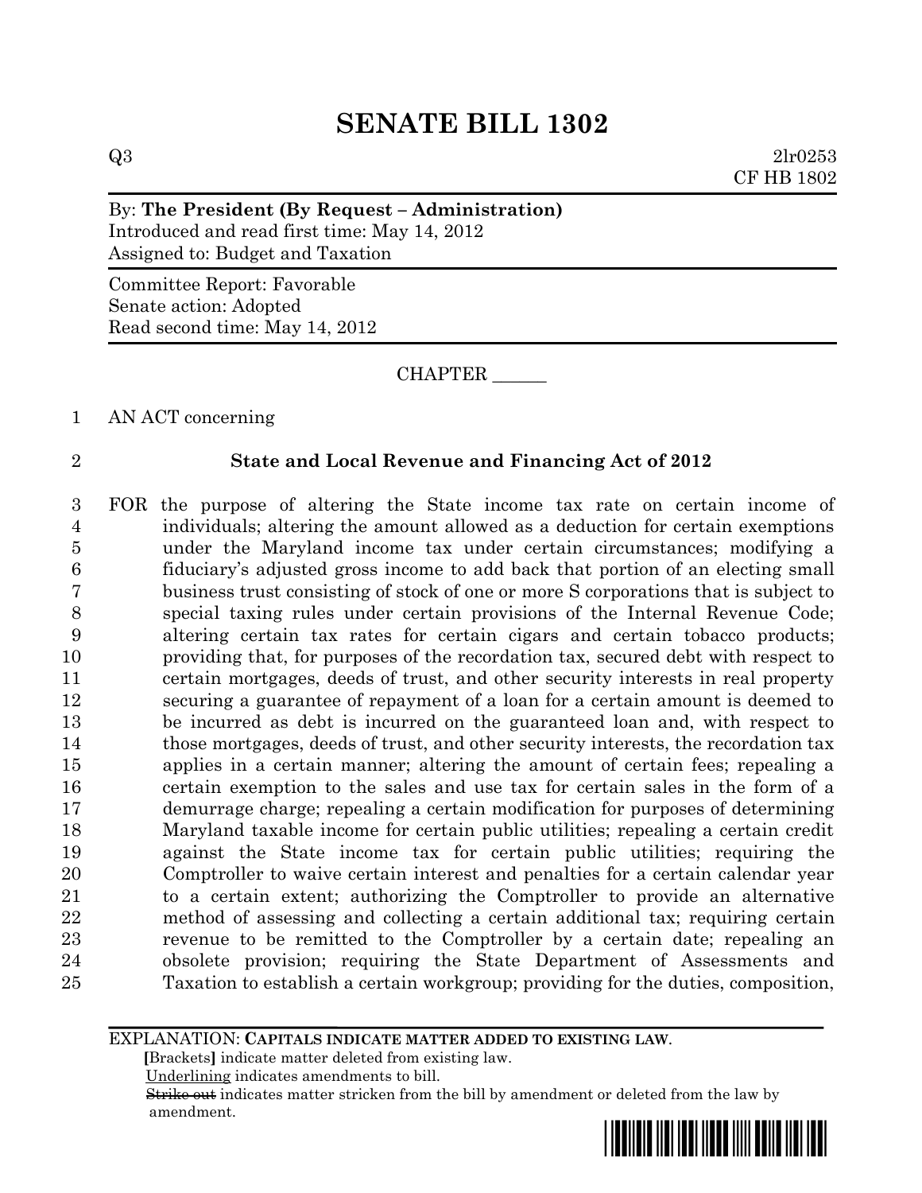# SENATE BILL 1302

Q3 2lr0253
CF HB 1802

By: **The President (By Request – Administration)**
Introduced and read first time: May 14, 2012
Assigned to: Budget and Taxation

Committee Report: Favorable
Senate action: Adopted
Read second time: May 14, 2012

CHAPTER ______

AN ACT concerning

**State and Local Revenue and Financing Act of 2012**

FOR the purpose of altering the State income tax rate on certain income of individuals; altering the amount allowed as a deduction for certain exemptions under the Maryland income tax under certain circumstances; modifying a fiduciary's adjusted gross income to add back that portion of an electing small business trust consisting of stock of one or more S corporations that is subject to special taxing rules under certain provisions of the Internal Revenue Code; altering certain tax rates for certain cigars and certain tobacco products; providing that, for purposes of the recordation tax, secured debt with respect to certain mortgages, deeds of trust, and other security interests in real property securing a guarantee of repayment of a loan for a certain amount is deemed to be incurred as debt is incurred on the guaranteed loan and, with respect to those mortgages, deeds of trust, and other security interests, the recordation tax applies in a certain manner; altering the amount of certain fees; repealing a certain exemption to the sales and use tax for certain sales in the form of a demurrage charge; repealing a certain modification for purposes of determining Maryland taxable income for certain public utilities; repealing a certain credit against the State income tax for certain public utilities; requiring the Comptroller to waive certain interest and penalties for a certain calendar year to a certain extent; authorizing the Comptroller to provide an alternative method of assessing and collecting a certain additional tax; requiring certain revenue to be remitted to the Comptroller by a certain date; repealing an obsolete provision; requiring the State Department of Assessments and Taxation to establish a certain workgroup; providing for the duties, composition,

EXPLANATION: **CAPITALS INDICATE MATTER ADDED TO EXISTING LAW.**
**[**Brackets**]** indicate matter deleted from existing law.
Underlining indicates amendments to bill.
~~Strike out~~ indicates matter stricken from the bill by amendment or deleted from the law by amendment.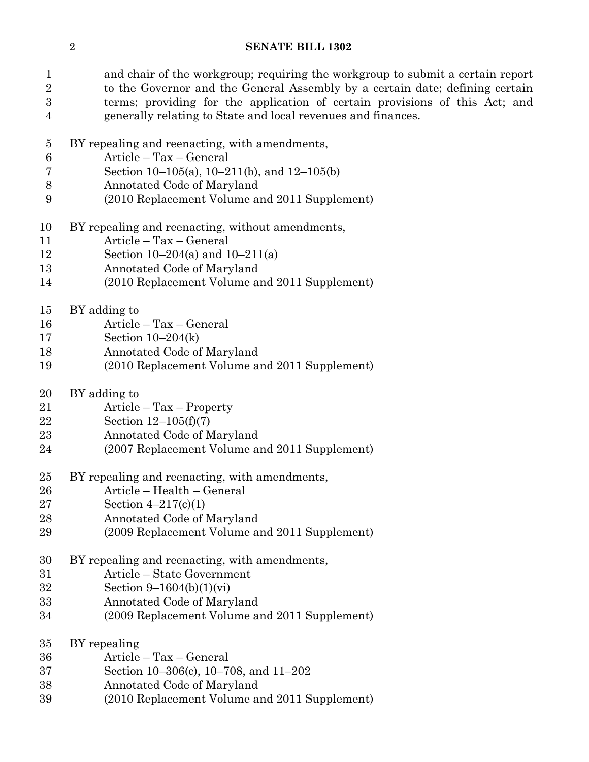and chair of the workgroup; requiring the workgroup to submit a certain report to the Governor and the General Assembly by a certain date; defining certain terms; providing for the application of certain provisions of this Act; and generally relating to State and local revenues and finances.

BY repealing and reenacting, with amendments,
Article – Tax – General
Section 10–105(a), 10–211(b), and 12–105(b)
Annotated Code of Maryland
(2010 Replacement Volume and 2011 Supplement)

BY repealing and reenacting, without amendments,
Article – Tax – General
Section 10–204(a) and 10–211(a)
Annotated Code of Maryland
(2010 Replacement Volume and 2011 Supplement)

BY adding to
Article – Tax – General
Section 10–204(k)
Annotated Code of Maryland
(2010 Replacement Volume and 2011 Supplement)

BY adding to
Article – Tax – Property
Section 12–105(f)(7)
Annotated Code of Maryland
(2007 Replacement Volume and 2011 Supplement)

BY repealing and reenacting, with amendments,
Article – Health – General
Section 4–217(c)(1)
Annotated Code of Maryland
(2009 Replacement Volume and 2011 Supplement)

BY repealing and reenacting, with amendments,
Article – State Government
Section 9–1604(b)(1)(vi)
Annotated Code of Maryland
(2009 Replacement Volume and 2011 Supplement)

BY repealing
Article – Tax – General
Section 10–306(c), 10–708, and 11–202
Annotated Code of Maryland
(2010 Replacement Volume and 2011 Supplement)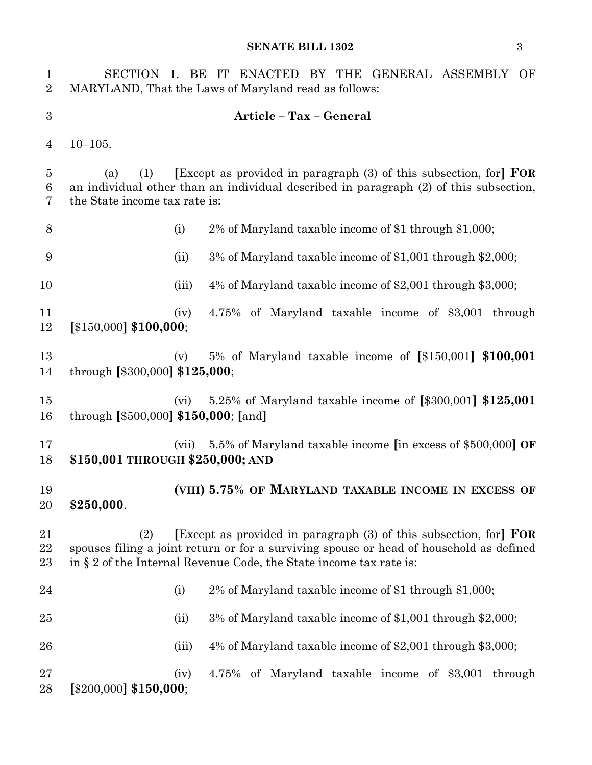SECTION 1. BE IT ENACTED BY THE GENERAL ASSEMBLY OF MARYLAND, That the Laws of Maryland read as follows:

**Article – Tax – General**

10–105.

(a) (1) **[**Except as provided in paragraph (3) of this subsection, for**] FOR** an individual other than an individual described in paragraph (2) of this subsection, the State income tax rate is:

(i) 2% of Maryland taxable income of $1 through $1,000;

(ii) 3% of Maryland taxable income of $1,001 through $2,000;

(iii) 4% of Maryland taxable income of $2,001 through $3,000;

(iv) 4.75% of Maryland taxable income of $3,001 through **[**$150,000**] $100,000**;

(v) 5% of Maryland taxable income of **[**$150,001**] $100,001** through **[**$300,000**] $125,000**;

(vi) 5.25% of Maryland taxable income of **[**$300,001**] $125,001** through **[**$500,000**] $150,000**; **[**and**]**

(vii) 5.5% of Maryland taxable income **[**in excess of $500,000**] OF $150,001 THROUGH $250,000; AND**

**(VIII) 5.75% OF MARYLAND TAXABLE INCOME IN EXCESS OF $250,000**.

(2) **[**Except as provided in paragraph (3) of this subsection, for**] FOR** spouses filing a joint return or for a surviving spouse or head of household as defined in § 2 of the Internal Revenue Code, the State income tax rate is:

(i) 2% of Maryland taxable income of $1 through $1,000;

(ii) 3% of Maryland taxable income of $1,001 through $2,000;

(iii) 4% of Maryland taxable income of $2,001 through $3,000;

(iv) 4.75% of Maryland taxable income of $3,001 through **[**$200,000**] $150,000**;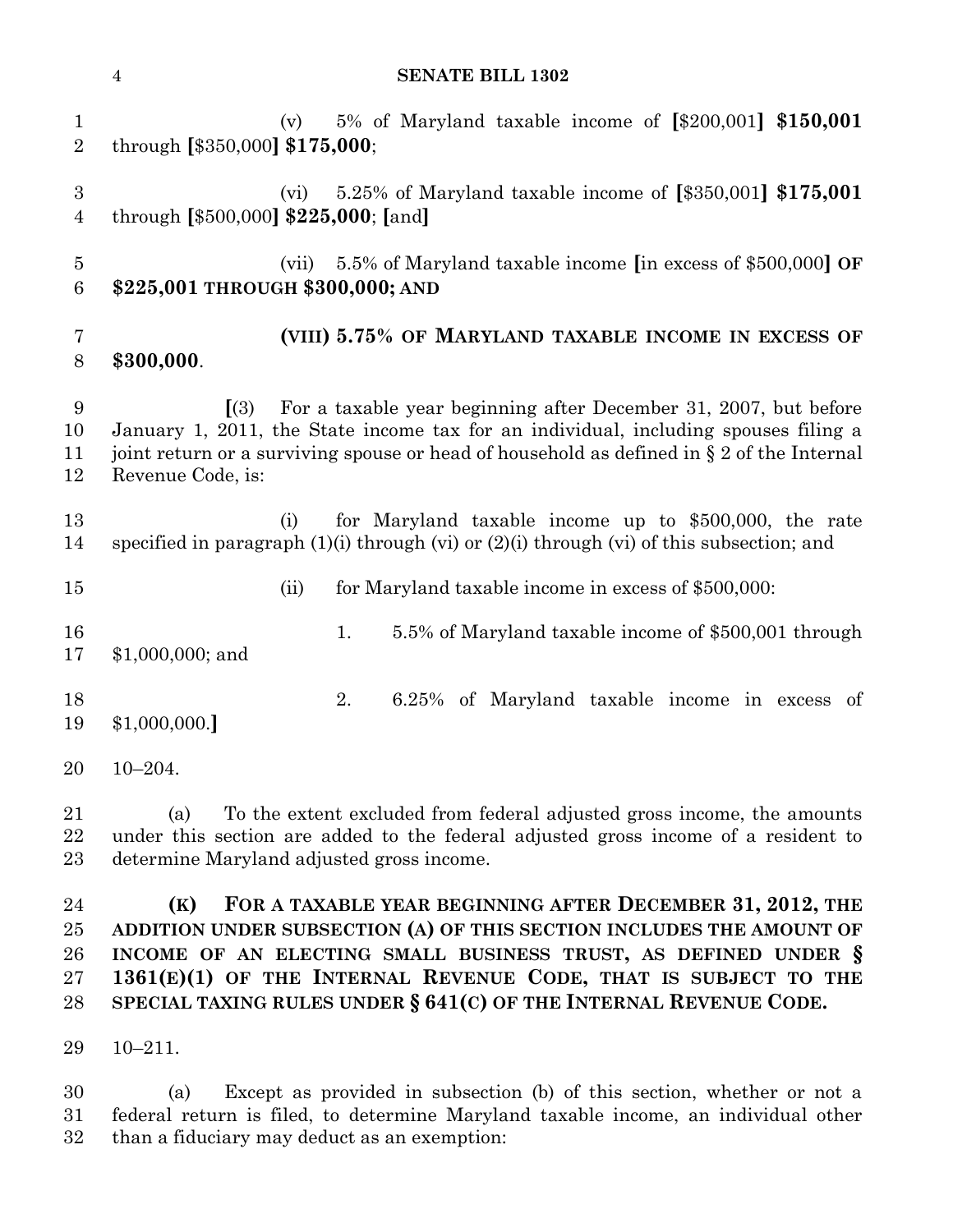(v) 5% of Maryland taxable income of [$200,001] **$150,001** through [$350,000] **$175,000**;

(vi) 5.25% of Maryland taxable income of [$350,001] **$175,001** through [$500,000] **$225,000**; [and]

(vii) 5.5% of Maryland taxable income [in excess of $500,000] **OF $225,001 THROUGH $300,000; AND**

**(VIII) 5.75% OF MARYLAND TAXABLE INCOME IN EXCESS OF $300,000**.

[(3) For a taxable year beginning after December 31, 2007, but before January 1, 2011, the State income tax for an individual, including spouses filing a joint return or a surviving spouse or head of household as defined in § 2 of the Internal Revenue Code, is:

(i) for Maryland taxable income up to $500,000, the rate specified in paragraph (1)(i) through (vi) or (2)(i) through (vi) of this subsection; and

(ii) for Maryland taxable income in excess of $500,000:

1. 5.5% of Maryland taxable income of $500,001 through $1,000,000; and

2. 6.25% of Maryland taxable income in excess of $1,000,000.]

10–204.

(a) To the extent excluded from federal adjusted gross income, the amounts under this section are added to the federal adjusted gross income of a resident to determine Maryland adjusted gross income.

**(K) FOR A TAXABLE YEAR BEGINNING AFTER DECEMBER 31, 2012, THE ADDITION UNDER SUBSECTION (A) OF THIS SECTION INCLUDES THE AMOUNT OF INCOME OF AN ELECTING SMALL BUSINESS TRUST, AS DEFINED UNDER § 1361(E)(1) OF THE INTERNAL REVENUE CODE, THAT IS SUBJECT TO THE SPECIAL TAXING RULES UNDER § 641(C) OF THE INTERNAL REVENUE CODE.**

10–211.

(a) Except as provided in subsection (b) of this section, whether or not a federal return is filed, to determine Maryland taxable income, an individual other than a fiduciary may deduct as an exemption: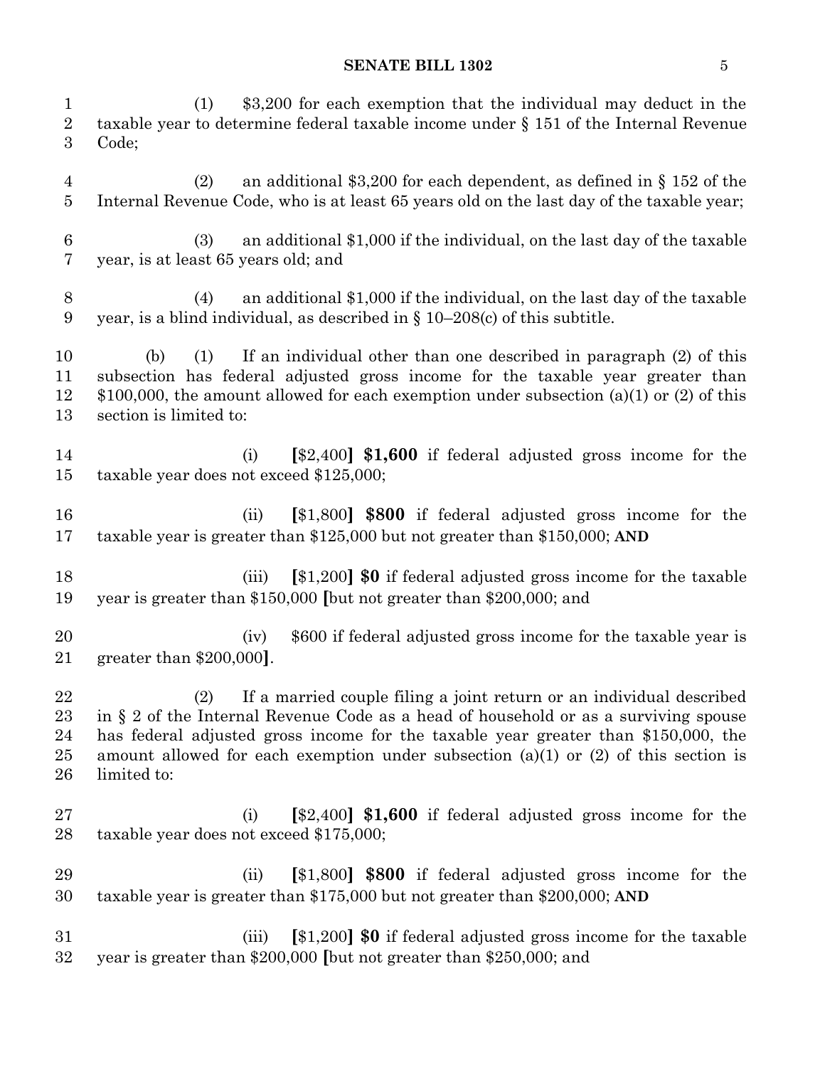(1) $3,200 for each exemption that the individual may deduct in the taxable year to determine federal taxable income under § 151 of the Internal Revenue Code;

(2) an additional $3,200 for each dependent, as defined in § 152 of the Internal Revenue Code, who is at least 65 years old on the last day of the taxable year;

(3) an additional $1,000 if the individual, on the last day of the taxable year, is at least 65 years old; and

(4) an additional $1,000 if the individual, on the last day of the taxable year, is a blind individual, as described in § 10–208(c) of this subtitle.

(b) (1) If an individual other than one described in paragraph (2) of this subsection has federal adjusted gross income for the taxable year greater than $100,000, the amount allowed for each exemption under subsection (a)(1) or (2) of this section is limited to:

(i) **[**$2,400**]** **$1,600** if federal adjusted gross income for the taxable year does not exceed $125,000;

(ii) **[**$1,800**]** **$800** if federal adjusted gross income for the taxable year is greater than $125,000 but not greater than $150,000; **AND**

(iii) **[**$1,200**]** **$0** if federal adjusted gross income for the taxable year is greater than $150,000 **[**but not greater than $200,000; and

(iv) $600 if federal adjusted gross income for the taxable year is greater than $200,000**]**.

(2) If a married couple filing a joint return or an individual described in § 2 of the Internal Revenue Code as a head of household or as a surviving spouse has federal adjusted gross income for the taxable year greater than $150,000, the amount allowed for each exemption under subsection (a)(1) or (2) of this section is limited to:

(i) **[**$2,400**]** **$1,600** if federal adjusted gross income for the taxable year does not exceed $175,000;

(ii) **[**$1,800**]** **$800** if federal adjusted gross income for the taxable year is greater than $175,000 but not greater than $200,000; **AND**

(iii) **[**$1,200**]** **$0** if federal adjusted gross income for the taxable year is greater than $200,000 **[**but not greater than $250,000; and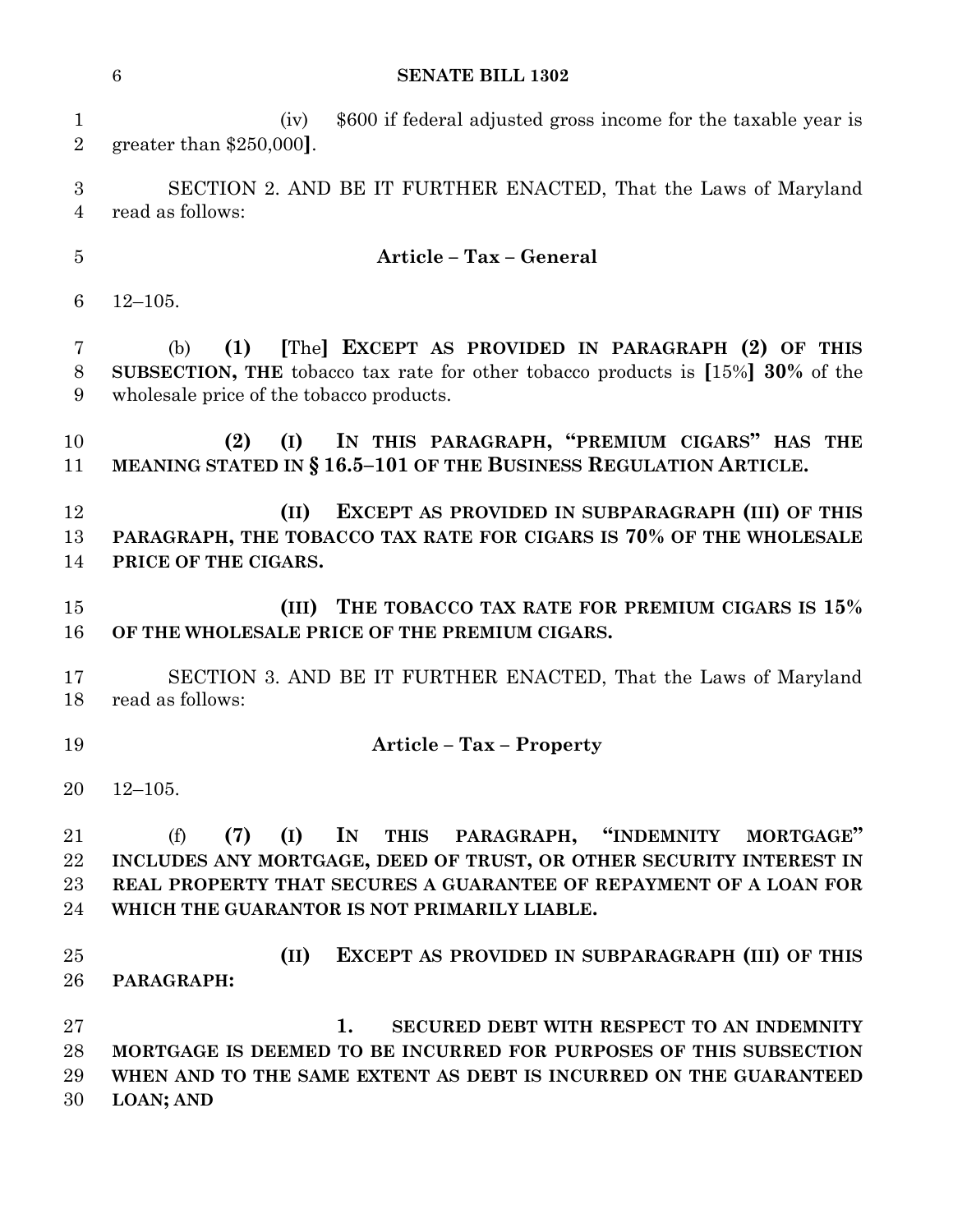(iv) $600 if federal adjusted gross income for the taxable year is greater than $250,000**]**.

SECTION 2. AND BE IT FURTHER ENACTED, That the Laws of Maryland read as follows:

**Article – Tax – General**

12–105.

(b) **(1)** **[**The**]** **EXCEPT AS PROVIDED IN PARAGRAPH (2) OF THIS SUBSECTION, THE** tobacco tax rate for other tobacco products is **[**15%**]** **30%** of the wholesale price of the tobacco products.

**(2) (I) IN THIS PARAGRAPH, "PREMIUM CIGARS" HAS THE MEANING STATED IN § 16.5–101 OF THE BUSINESS REGULATION ARTICLE.**

**(II) EXCEPT AS PROVIDED IN SUBPARAGRAPH (III) OF THIS PARAGRAPH, THE TOBACCO TAX RATE FOR CIGARS IS 70% OF THE WHOLESALE PRICE OF THE CIGARS.**

**(III) THE TOBACCO TAX RATE FOR PREMIUM CIGARS IS 15% OF THE WHOLESALE PRICE OF THE PREMIUM CIGARS.**

SECTION 3. AND BE IT FURTHER ENACTED, That the Laws of Maryland read as follows:

**Article – Tax – Property**

12–105.

(f) **(7) (I) IN THIS PARAGRAPH, "INDEMNITY MORTGAGE" INCLUDES ANY MORTGAGE, DEED OF TRUST, OR OTHER SECURITY INTEREST IN REAL PROPERTY THAT SECURES A GUARANTEE OF REPAYMENT OF A LOAN FOR WHICH THE GUARANTOR IS NOT PRIMARILY LIABLE.**

**(II) EXCEPT AS PROVIDED IN SUBPARAGRAPH (III) OF THIS PARAGRAPH:**

**1. SECURED DEBT WITH RESPECT TO AN INDEMNITY MORTGAGE IS DEEMED TO BE INCURRED FOR PURPOSES OF THIS SUBSECTION WHEN AND TO THE SAME EXTENT AS DEBT IS INCURRED ON THE GUARANTEED LOAN; AND**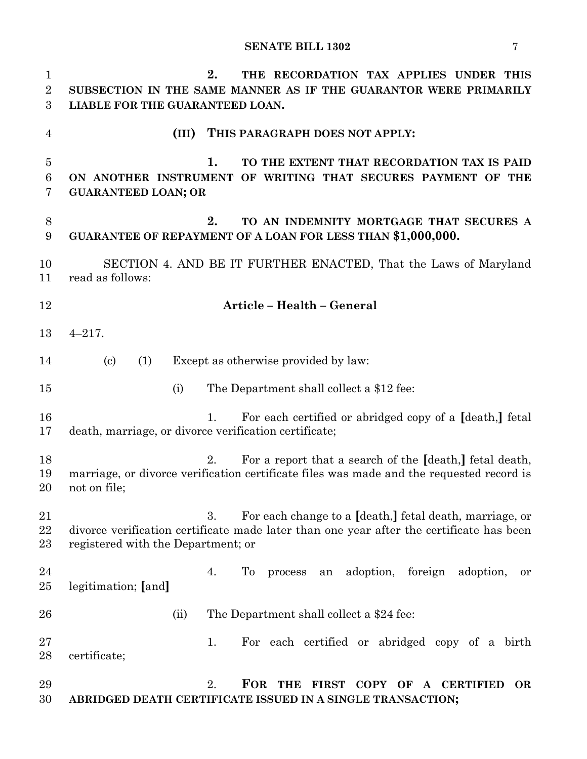**2. THE RECORDATION TAX APPLIES UNDER THIS SUBSECTION IN THE SAME MANNER AS IF THE GUARANTOR WERE PRIMARILY LIABLE FOR THE GUARANTEED LOAN.**

**(III) THIS PARAGRAPH DOES NOT APPLY:**

**1. TO THE EXTENT THAT RECORDATION TAX IS PAID ON ANOTHER INSTRUMENT OF WRITING THAT SECURES PAYMENT OF THE GUARANTEED LOAN; OR**

**2. TO AN INDEMNITY MORTGAGE THAT SECURES A GUARANTEE OF REPAYMENT OF A LOAN FOR LESS THAN $1,000,000.**

SECTION 4. AND BE IT FURTHER ENACTED, That the Laws of Maryland read as follows:

**Article – Health – General**

4–217.

(c) (1) Except as otherwise provided by law:

(i) The Department shall collect a $12 fee:

1. For each certified or abridged copy of a **[**death,**]** fetal death, marriage, or divorce verification certificate;

2. For a report that a search of the **[**death,**]** fetal death, marriage, or divorce verification certificate files was made and the requested record is not on file;

3. For each change to a **[**death,**]** fetal death, marriage, or divorce verification certificate made later than one year after the certificate has been registered with the Department; or

4. To process an adoption, foreign adoption, or legitimation; **[**and**]**

(ii) The Department shall collect a $24 fee:

1. For each certified or abridged copy of a birth certificate;

2. **FOR THE FIRST COPY OF A CERTIFIED OR ABRIDGED DEATH CERTIFICATE ISSUED IN A SINGLE TRANSACTION;**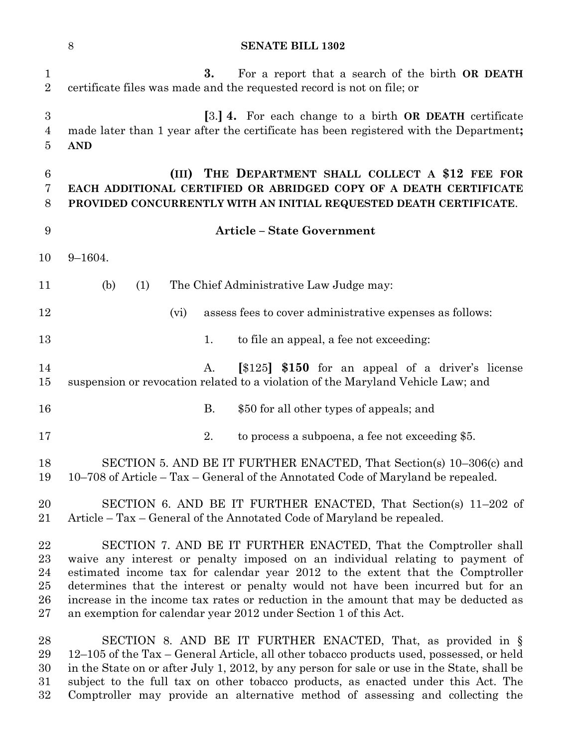3. For a report that a search of the birth **OR DEATH** certificate files was made and the requested record is not on file; or

**[**3.**] 4.** For each change to a birth **OR DEATH** certificate made later than 1 year after the certificate has been registered with the Department**; AND**

**(III) THE DEPARTMENT SHALL COLLECT A $12 FEE FOR EACH ADDITIONAL CERTIFIED OR ABRIDGED COPY OF A DEATH CERTIFICATE PROVIDED CONCURRENTLY WITH AN INITIAL REQUESTED DEATH CERTIFICATE**.

**Article – State Government**

9–1604.

(b) (1) The Chief Administrative Law Judge may:

(vi) assess fees to cover administrative expenses as follows:

1. to file an appeal, a fee not exceeding:

A. **[**$125**] $150** for an appeal of a driver's license suspension or revocation related to a violation of the Maryland Vehicle Law; and

B. $50 for all other types of appeals; and

2. to process a subpoena, a fee not exceeding $5.

SECTION 5. AND BE IT FURTHER ENACTED, That Section(s) 10–306(c) and 10–708 of Article – Tax – General of the Annotated Code of Maryland be repealed.

SECTION 6. AND BE IT FURTHER ENACTED, That Section(s) 11–202 of Article – Tax – General of the Annotated Code of Maryland be repealed.

SECTION 7. AND BE IT FURTHER ENACTED, That the Comptroller shall waive any interest or penalty imposed on an individual relating to payment of estimated income tax for calendar year 2012 to the extent that the Comptroller determines that the interest or penalty would not have been incurred but for an increase in the income tax rates or reduction in the amount that may be deducted as an exemption for calendar year 2012 under Section 1 of this Act.

SECTION 8. AND BE IT FURTHER ENACTED, That, as provided in § 12–105 of the Tax – General Article, all other tobacco products used, possessed, or held in the State on or after July 1, 2012, by any person for sale or use in the State, shall be subject to the full tax on other tobacco products, as enacted under this Act. The Comptroller may provide an alternative method of assessing and collecting the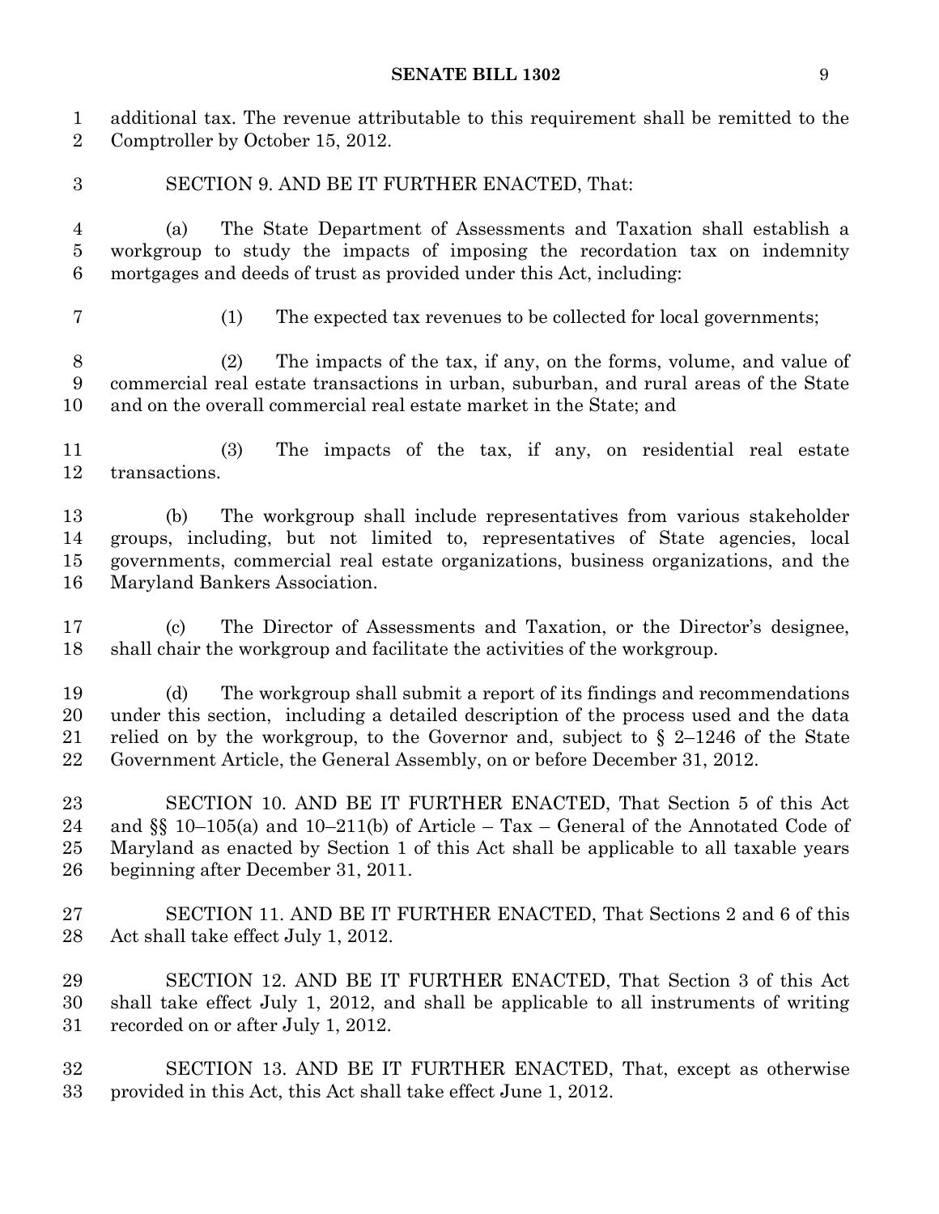additional tax. The revenue attributable to this requirement shall be remitted to the Comptroller by October 15, 2012.

SECTION 9. AND BE IT FURTHER ENACTED, That:

(a) The State Department of Assessments and Taxation shall establish a workgroup to study the impacts of imposing the recordation tax on indemnity mortgages and deeds of trust as provided under this Act, including:

(1) The expected tax revenues to be collected for local governments;

(2) The impacts of the tax, if any, on the forms, volume, and value of commercial real estate transactions in urban, suburban, and rural areas of the State and on the overall commercial real estate market in the State; and

(3) The impacts of the tax, if any, on residential real estate transactions.

(b) The workgroup shall include representatives from various stakeholder groups, including, but not limited to, representatives of State agencies, local governments, commercial real estate organizations, business organizations, and the Maryland Bankers Association.

(c) The Director of Assessments and Taxation, or the Director's designee, shall chair the workgroup and facilitate the activities of the workgroup.

(d) The workgroup shall submit a report of its findings and recommendations under this section, including a detailed description of the process used and the data relied on by the workgroup, to the Governor and, subject to § 2–1246 of the State Government Article, the General Assembly, on or before December 31, 2012.

SECTION 10. AND BE IT FURTHER ENACTED, That Section 5 of this Act and §§ 10–105(a) and 10–211(b) of Article – Tax – General of the Annotated Code of Maryland as enacted by Section 1 of this Act shall be applicable to all taxable years beginning after December 31, 2011.

SECTION 11. AND BE IT FURTHER ENACTED, That Sections 2 and 6 of this Act shall take effect July 1, 2012.

SECTION 12. AND BE IT FURTHER ENACTED, That Section 3 of this Act shall take effect July 1, 2012, and shall be applicable to all instruments of writing recorded on or after July 1, 2012.

SECTION 13. AND BE IT FURTHER ENACTED, That, except as otherwise provided in this Act, this Act shall take effect June 1, 2012.